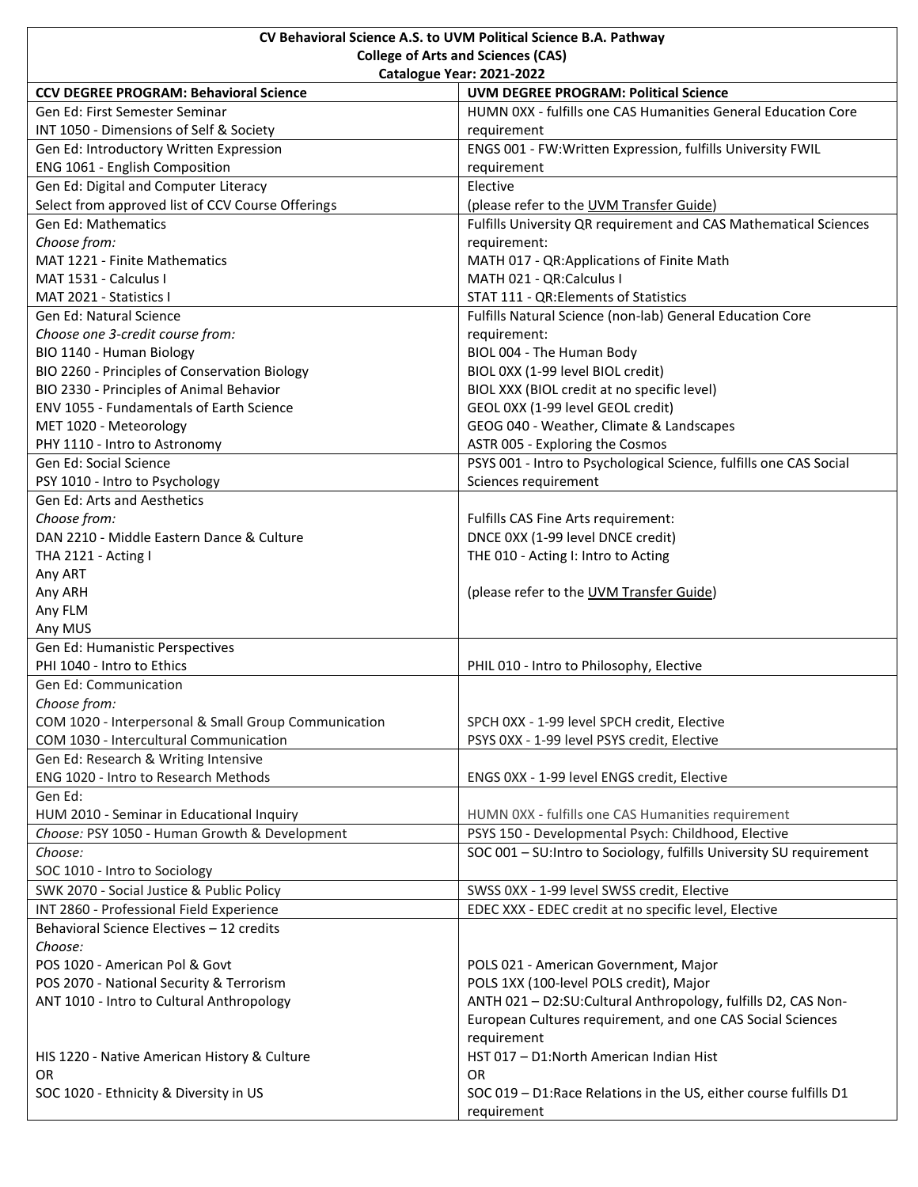**CV Behavioral Science A.S. to UVM Political Science B.A. Pathway**
**College of Arts and Sciences (CAS)**
**Catalogue Year: 2021-2022**

| CCV DEGREE PROGRAM: Behavioral Science | UVM DEGREE PROGRAM: Political Science |
|---|---|
| Gen Ed: First Semester Seminar<br>INT 1050 - Dimensions of Self & Society | HUMN 0XX - fulfills one CAS Humanities General Education Core requirement |
| Gen Ed: Introductory Written Expression<br>ENG 1061 - English Composition | ENGS 001 - FW:Written Expression, fulfills University FWIL requirement |
| Gen Ed: Digital and Computer Literacy<br>Select from approved list of CCV Course Offerings | Elective<br>(please refer to the UVM Transfer Guide) |
| Gen Ed: Mathematics<br>*Choose from:*<br>MAT 1221 - Finite Mathematics<br>MAT 1531 - Calculus I<br>MAT 2021 - Statistics I | Fulfills University QR requirement and CAS Mathematical Sciences requirement:<br>MATH 017 - QR:Applications of Finite Math<br>MATH 021 - QR:Calculus I<br>STAT 111 - QR:Elements of Statistics |
| Gen Ed: Natural Science<br>*Choose one 3-credit course from:*<br>BIO 1140 - Human Biology<br>BIO 2260 - Principles of Conservation Biology<br>BIO 2330 - Principles of Animal Behavior<br>ENV 1055 - Fundamentals of Earth Science<br>MET 1020 - Meteorology<br>PHY 1110 - Intro to Astronomy | Fulfills Natural Science (non-lab) General Education Core requirement:<br>BIOL 004 - The Human Body<br>BIOL 0XX (1-99 level BIOL credit)<br>BIOL XXX (BIOL credit at no specific level)<br>GEOL 0XX (1-99 level GEOL credit)<br>GEOG 040 - Weather, Climate & Landscapes<br>ASTR 005 - Exploring the Cosmos |
| Gen Ed: Social Science<br>PSY 1010 - Intro to Psychology | PSYS 001 - Intro to Psychological Science, fulfills one CAS Social Sciences requirement |
| Gen Ed: Arts and Aesthetics<br>*Choose from:*<br>DAN 2210 - Middle Eastern Dance & Culture<br>THA 2121 - Acting I<br>Any ART<br>Any ARH<br>Any FLM<br>Any MUS | Fulfills CAS Fine Arts requirement:<br>DNCE 0XX (1-99 level DNCE credit)<br>THE 010 - Acting I: Intro to Acting<br><br>(please refer to the UVM Transfer Guide) |
| Gen Ed: Humanistic Perspectives<br>PHI 1040 - Intro to Ethics | PHIL 010 - Intro to Philosophy, Elective |
| Gen Ed: Communication<br>*Choose from:*<br>COM 1020 - Interpersonal & Small Group Communication<br>COM 1030 - Intercultural Communication | SPCH 0XX - 1-99 level SPCH credit, Elective<br>PSYS 0XX - 1-99 level PSYS credit, Elective |
| Gen Ed: Research & Writing Intensive<br>ENG 1020 - Intro to Research Methods | ENGS 0XX - 1-99 level ENGS credit, Elective |
| Gen Ed:<br>HUM 2010 - Seminar in Educational Inquiry | HUMN 0XX - fulfills one CAS Humanities requirement |
| *Choose:* PSY 1050 - Human Growth & Development | PSYS 150 - Developmental Psych: Childhood, Elective |
| *Choose:*<br>SOC 1010 - Intro to Sociology | SOC 001 – SU:Intro to Sociology, fulfills University SU requirement |
| SWK 2070 - Social Justice & Public Policy | SWSS 0XX - 1-99 level SWSS credit, Elective |
| INT 2860 - Professional Field Experience | EDEC XXX - EDEC credit at no specific level, Elective |
| Behavioral Science Electives – 12 credits<br>*Choose:*<br>POS 1020 - American Pol & Govt<br>POS 2070 - National Security & Terrorism<br>ANT 1010 - Intro to Cultural Anthropology<br><br><br>HIS 1220 - Native American History & Culture<br>OR<br>SOC 1020 - Ethnicity & Diversity in US | <br><br>POLS 021 - American Government, Major<br>POLS 1XX (100-level POLS credit), Major<br>ANTH 021 – D2:SU:Cultural Anthropology, fulfills D2, CAS Non-European Cultures requirement, and one CAS Social Sciences requirement<br>HST 017 – D1:North American Indian Hist<br>OR<br>SOC 019 – D1:Race Relations in the US, either course fulfills D1 requirement |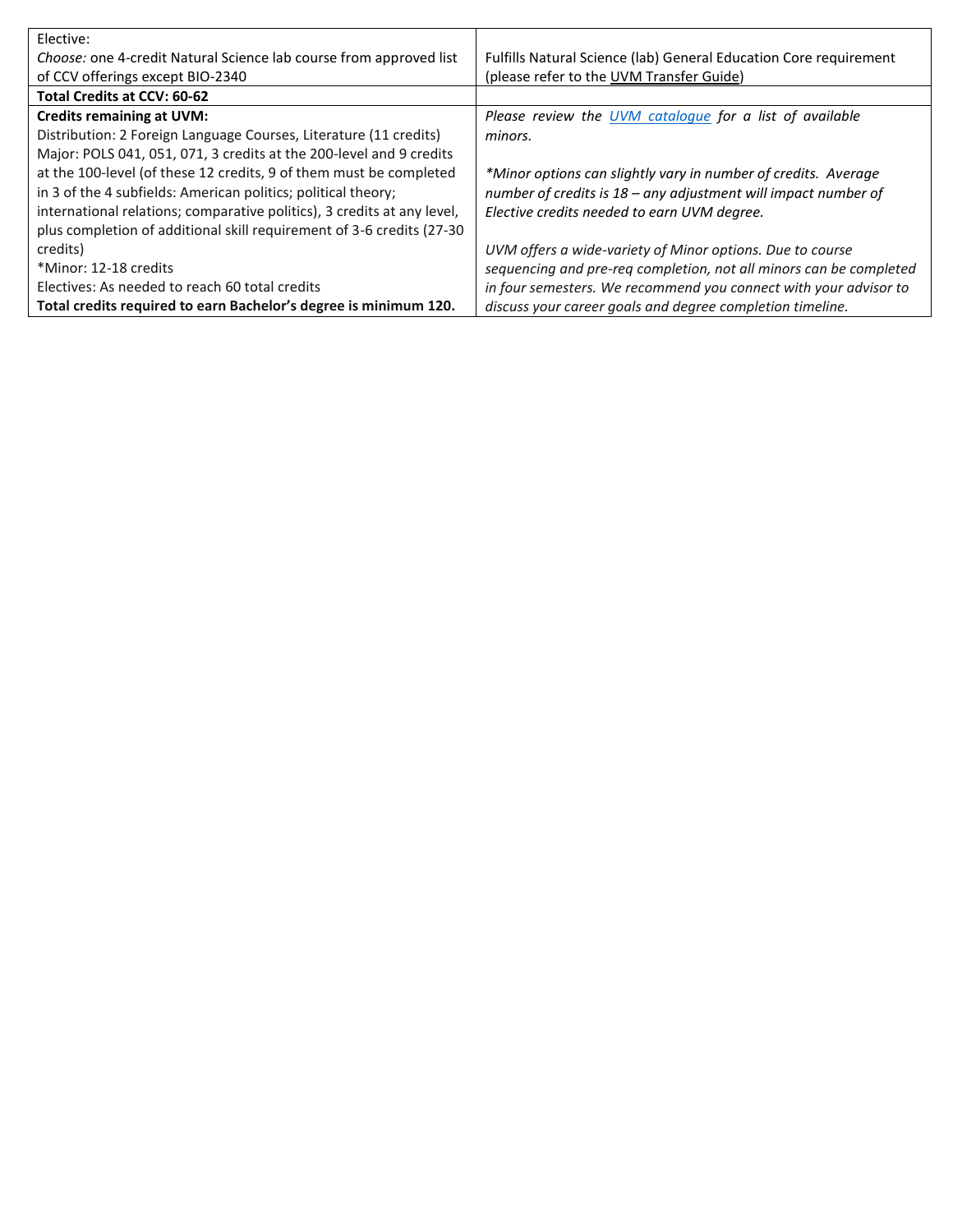| | |
|---|---|
| Elective:<br>*Choose:* one 4-credit Natural Science lab course from approved list of CCV offerings except BIO-2340 | Fulfills Natural Science (lab) General Education Core requirement (please refer to the UVM Transfer Guide) |
| **Total Credits at CCV: 60-62** | |
| **Credits remaining at UVM:**<br>Distribution: 2 Foreign Language Courses, Literature (11 credits)<br>Major: POLS 041, 051, 071, 3 credits at the 200-level and 9 credits at the 100-level (of these 12 credits, 9 of them must be completed in 3 of the 4 subfields: American politics; political theory; international relations; comparative politics), 3 credits at any level, plus completion of additional skill requirement of 3-6 credits (27-30 credits)<br>*Minor: 12-18 credits<br>Electives: As needed to reach 60 total credits<br>**Total credits required to earn Bachelor's degree is minimum 120.** | *Please review the UVM catalogue for a list of available minors.*<br><br>*\*Minor options can slightly vary in number of credits. Average number of credits is 18 – any adjustment will impact number of Elective credits needed to earn UVM degree.*<br><br>*UVM offers a wide-variety of Minor options. Due to course sequencing and pre-req completion, not all minors can be completed in four semesters. We recommend you connect with your advisor to discuss your career goals and degree completion timeline.* |